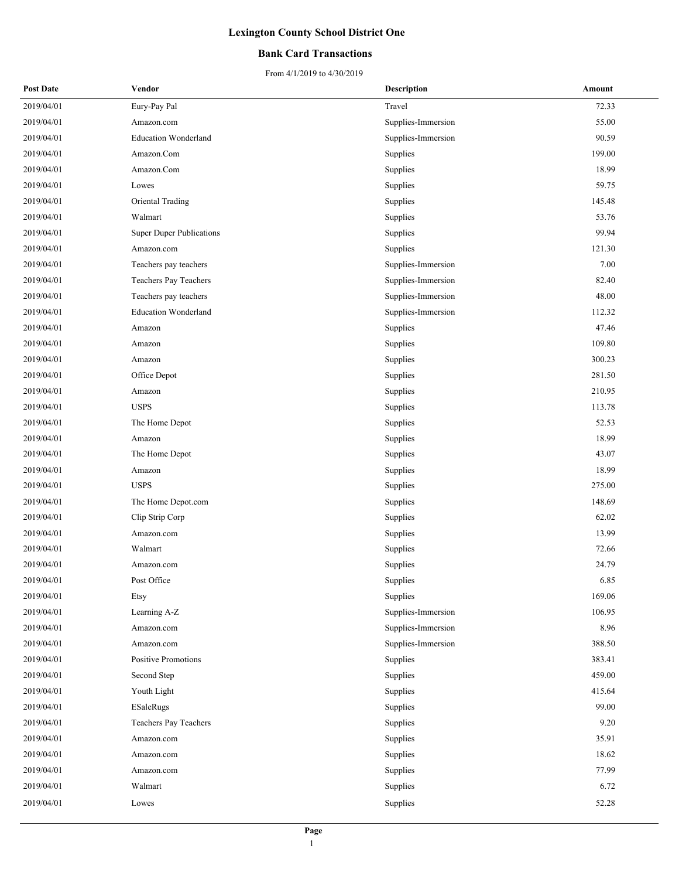# Lexington County School District One

## Bank Card Transactions

From 4/1/2019 to 4/30/2019

| Post Date | Vendor | Description | Amount |
|---|---|---|---|
| 2019/04/01 | Eury-Pay Pal | Travel | 72.33 |
| 2019/04/01 | Amazon.com | Supplies-Immersion | 55.00 |
| 2019/04/01 | Education Wonderland | Supplies-Immersion | 90.59 |
| 2019/04/01 | Amazon.Com | Supplies | 199.00 |
| 2019/04/01 | Amazon.Com | Supplies | 18.99 |
| 2019/04/01 | Lowes | Supplies | 59.75 |
| 2019/04/01 | Oriental Trading | Supplies | 145.48 |
| 2019/04/01 | Walmart | Supplies | 53.76 |
| 2019/04/01 | Super Duper Publications | Supplies | 99.94 |
| 2019/04/01 | Amazon.com | Supplies | 121.30 |
| 2019/04/01 | Teachers pay teachers | Supplies-Immersion | 7.00 |
| 2019/04/01 | Teachers Pay Teachers | Supplies-Immersion | 82.40 |
| 2019/04/01 | Teachers pay teachers | Supplies-Immersion | 48.00 |
| 2019/04/01 | Education Wonderland | Supplies-Immersion | 112.32 |
| 2019/04/01 | Amazon | Supplies | 47.46 |
| 2019/04/01 | Amazon | Supplies | 109.80 |
| 2019/04/01 | Amazon | Supplies | 300.23 |
| 2019/04/01 | Office Depot | Supplies | 281.50 |
| 2019/04/01 | Amazon | Supplies | 210.95 |
| 2019/04/01 | USPS | Supplies | 113.78 |
| 2019/04/01 | The Home Depot | Supplies | 52.53 |
| 2019/04/01 | Amazon | Supplies | 18.99 |
| 2019/04/01 | The Home Depot | Supplies | 43.07 |
| 2019/04/01 | Amazon | Supplies | 18.99 |
| 2019/04/01 | USPS | Supplies | 275.00 |
| 2019/04/01 | The Home Depot.com | Supplies | 148.69 |
| 2019/04/01 | Clip Strip Corp | Supplies | 62.02 |
| 2019/04/01 | Amazon.com | Supplies | 13.99 |
| 2019/04/01 | Walmart | Supplies | 72.66 |
| 2019/04/01 | Amazon.com | Supplies | 24.79 |
| 2019/04/01 | Post Office | Supplies | 6.85 |
| 2019/04/01 | Etsy | Supplies | 169.06 |
| 2019/04/01 | Learning A-Z | Supplies-Immersion | 106.95 |
| 2019/04/01 | Amazon.com | Supplies-Immersion | 8.96 |
| 2019/04/01 | Amazon.com | Supplies-Immersion | 388.50 |
| 2019/04/01 | Positive Promotions | Supplies | 383.41 |
| 2019/04/01 | Second Step | Supplies | 459.00 |
| 2019/04/01 | Youth Light | Supplies | 415.64 |
| 2019/04/01 | ESaleRugs | Supplies | 99.00 |
| 2019/04/01 | Teachers Pay Teachers | Supplies | 9.20 |
| 2019/04/01 | Amazon.com | Supplies | 35.91 |
| 2019/04/01 | Amazon.com | Supplies | 18.62 |
| 2019/04/01 | Amazon.com | Supplies | 77.99 |
| 2019/04/01 | Walmart | Supplies | 6.72 |
| 2019/04/01 | Lowes | Supplies | 52.28 |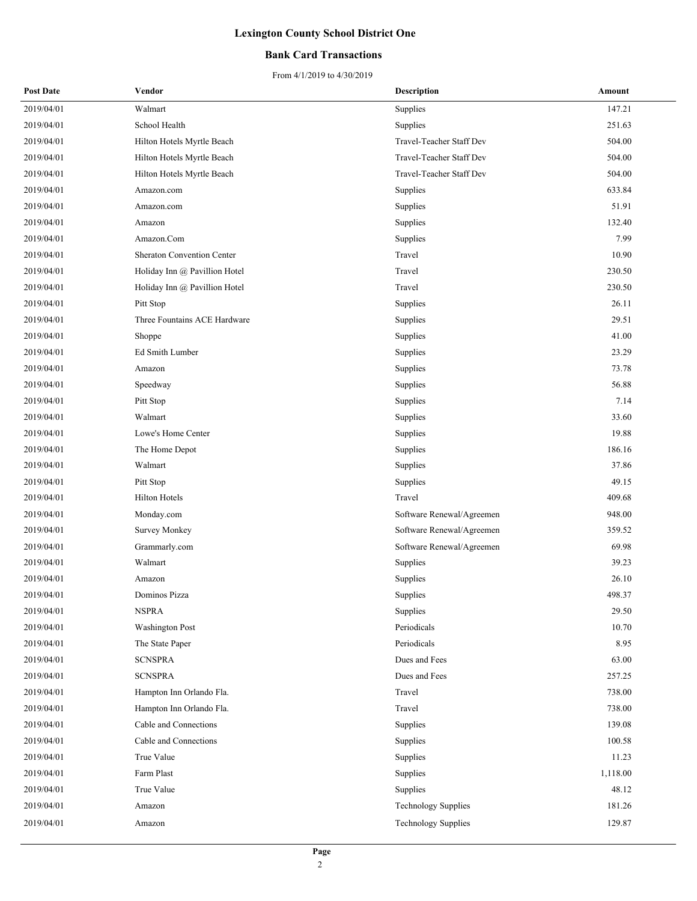# Lexington County School District One

## Bank Card Transactions

From 4/1/2019 to 4/30/2019

| Post Date | Vendor | Description | Amount |
|---|---|---|---|
| 2019/04/01 | Walmart | Supplies | 147.21 |
| 2019/04/01 | School Health | Supplies | 251.63 |
| 2019/04/01 | Hilton Hotels Myrtle Beach | Travel-Teacher Staff Dev | 504.00 |
| 2019/04/01 | Hilton Hotels Myrtle Beach | Travel-Teacher Staff Dev | 504.00 |
| 2019/04/01 | Hilton Hotels Myrtle Beach | Travel-Teacher Staff Dev | 504.00 |
| 2019/04/01 | Amazon.com | Supplies | 633.84 |
| 2019/04/01 | Amazon.com | Supplies | 51.91 |
| 2019/04/01 | Amazon | Supplies | 132.40 |
| 2019/04/01 | Amazon.Com | Supplies | 7.99 |
| 2019/04/01 | Sheraton Convention Center | Travel | 10.90 |
| 2019/04/01 | Holiday Inn @ Pavillion Hotel | Travel | 230.50 |
| 2019/04/01 | Holiday Inn @ Pavillion Hotel | Travel | 230.50 |
| 2019/04/01 | Pitt Stop | Supplies | 26.11 |
| 2019/04/01 | Three Fountains ACE Hardware | Supplies | 29.51 |
| 2019/04/01 | Shoppe | Supplies | 41.00 |
| 2019/04/01 | Ed Smith Lumber | Supplies | 23.29 |
| 2019/04/01 | Amazon | Supplies | 73.78 |
| 2019/04/01 | Speedway | Supplies | 56.88 |
| 2019/04/01 | Pitt Stop | Supplies | 7.14 |
| 2019/04/01 | Walmart | Supplies | 33.60 |
| 2019/04/01 | Lowe's Home Center | Supplies | 19.88 |
| 2019/04/01 | The Home Depot | Supplies | 186.16 |
| 2019/04/01 | Walmart | Supplies | 37.86 |
| 2019/04/01 | Pitt Stop | Supplies | 49.15 |
| 2019/04/01 | Hilton Hotels | Travel | 409.68 |
| 2019/04/01 | Monday.com | Software Renewal/Agreemen | 948.00 |
| 2019/04/01 | Survey Monkey | Software Renewal/Agreemen | 359.52 |
| 2019/04/01 | Grammarly.com | Software Renewal/Agreemen | 69.98 |
| 2019/04/01 | Walmart | Supplies | 39.23 |
| 2019/04/01 | Amazon | Supplies | 26.10 |
| 2019/04/01 | Dominos Pizza | Supplies | 498.37 |
| 2019/04/01 | NSPRA | Supplies | 29.50 |
| 2019/04/01 | Washington Post | Periodicals | 10.70 |
| 2019/04/01 | The State Paper | Periodicals | 8.95 |
| 2019/04/01 | SCNSPRA | Dues and Fees | 63.00 |
| 2019/04/01 | SCNSPRA | Dues and Fees | 257.25 |
| 2019/04/01 | Hampton Inn Orlando Fla. | Travel | 738.00 |
| 2019/04/01 | Hampton Inn Orlando Fla. | Travel | 738.00 |
| 2019/04/01 | Cable and Connections | Supplies | 139.08 |
| 2019/04/01 | Cable and Connections | Supplies | 100.58 |
| 2019/04/01 | True Value | Supplies | 11.23 |
| 2019/04/01 | Farm Plast | Supplies | 1,118.00 |
| 2019/04/01 | True Value | Supplies | 48.12 |
| 2019/04/01 | Amazon | Technology Supplies | 181.26 |
| 2019/04/01 | Amazon | Technology Supplies | 129.87 |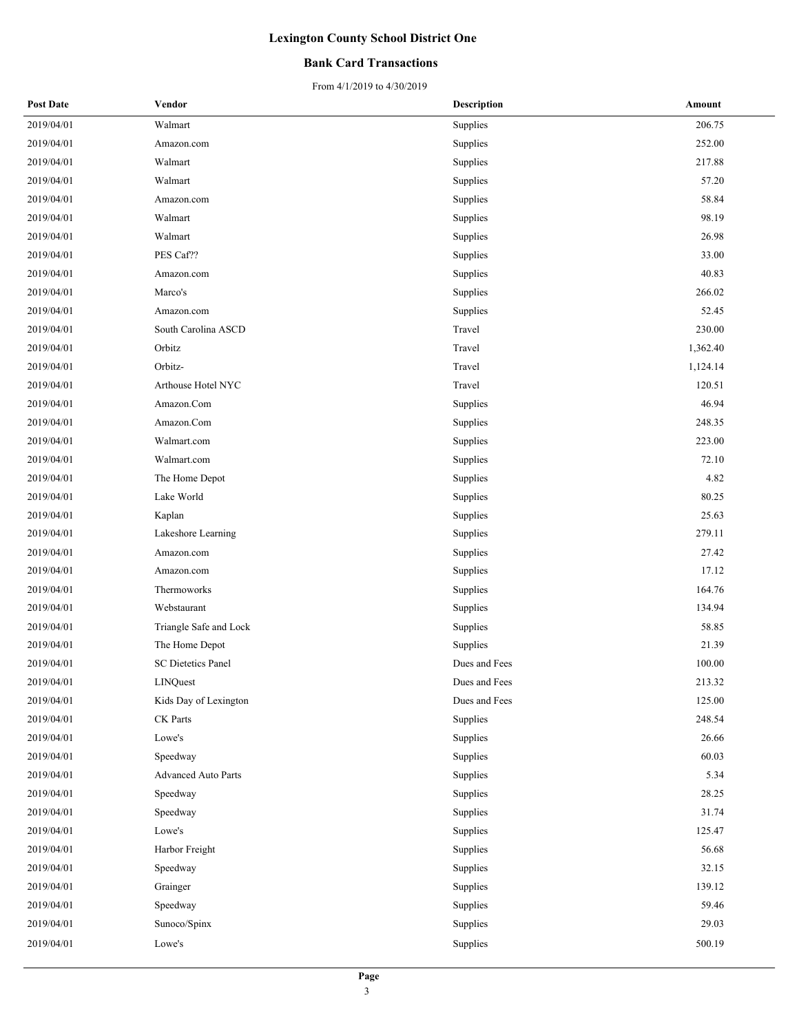# Lexington County School District One

## Bank Card Transactions

From 4/1/2019 to 4/30/2019

| Post Date | Vendor | Description | Amount |
|---|---|---|---|
| 2019/04/01 | Walmart | Supplies | 206.75 |
| 2019/04/01 | Amazon.com | Supplies | 252.00 |
| 2019/04/01 | Walmart | Supplies | 217.88 |
| 2019/04/01 | Walmart | Supplies | 57.20 |
| 2019/04/01 | Amazon.com | Supplies | 58.84 |
| 2019/04/01 | Walmart | Supplies | 98.19 |
| 2019/04/01 | Walmart | Supplies | 26.98 |
| 2019/04/01 | PES Caf?? | Supplies | 33.00 |
| 2019/04/01 | Amazon.com | Supplies | 40.83 |
| 2019/04/01 | Marco's | Supplies | 266.02 |
| 2019/04/01 | Amazon.com | Supplies | 52.45 |
| 2019/04/01 | South Carolina ASCD | Travel | 230.00 |
| 2019/04/01 | Orbitz | Travel | 1,362.40 |
| 2019/04/01 | Orbitz- | Travel | 1,124.14 |
| 2019/04/01 | Arthouse Hotel NYC | Travel | 120.51 |
| 2019/04/01 | Amazon.Com | Supplies | 46.94 |
| 2019/04/01 | Amazon.Com | Supplies | 248.35 |
| 2019/04/01 | Walmart.com | Supplies | 223.00 |
| 2019/04/01 | Walmart.com | Supplies | 72.10 |
| 2019/04/01 | The Home Depot | Supplies | 4.82 |
| 2019/04/01 | Lake World | Supplies | 80.25 |
| 2019/04/01 | Kaplan | Supplies | 25.63 |
| 2019/04/01 | Lakeshore Learning | Supplies | 279.11 |
| 2019/04/01 | Amazon.com | Supplies | 27.42 |
| 2019/04/01 | Amazon.com | Supplies | 17.12 |
| 2019/04/01 | Thermoworks | Supplies | 164.76 |
| 2019/04/01 | Webstaurant | Supplies | 134.94 |
| 2019/04/01 | Triangle Safe and Lock | Supplies | 58.85 |
| 2019/04/01 | The Home Depot | Supplies | 21.39 |
| 2019/04/01 | SC Dietetics Panel | Dues and Fees | 100.00 |
| 2019/04/01 | LINQuest | Dues and Fees | 213.32 |
| 2019/04/01 | Kids Day of Lexington | Dues and Fees | 125.00 |
| 2019/04/01 | CK Parts | Supplies | 248.54 |
| 2019/04/01 | Lowe's | Supplies | 26.66 |
| 2019/04/01 | Speedway | Supplies | 60.03 |
| 2019/04/01 | Advanced Auto Parts | Supplies | 5.34 |
| 2019/04/01 | Speedway | Supplies | 28.25 |
| 2019/04/01 | Speedway | Supplies | 31.74 |
| 2019/04/01 | Lowe's | Supplies | 125.47 |
| 2019/04/01 | Harbor Freight | Supplies | 56.68 |
| 2019/04/01 | Speedway | Supplies | 32.15 |
| 2019/04/01 | Grainger | Supplies | 139.12 |
| 2019/04/01 | Speedway | Supplies | 59.46 |
| 2019/04/01 | Sunoco/Spinx | Supplies | 29.03 |
| 2019/04/01 | Lowe's | Supplies | 500.19 |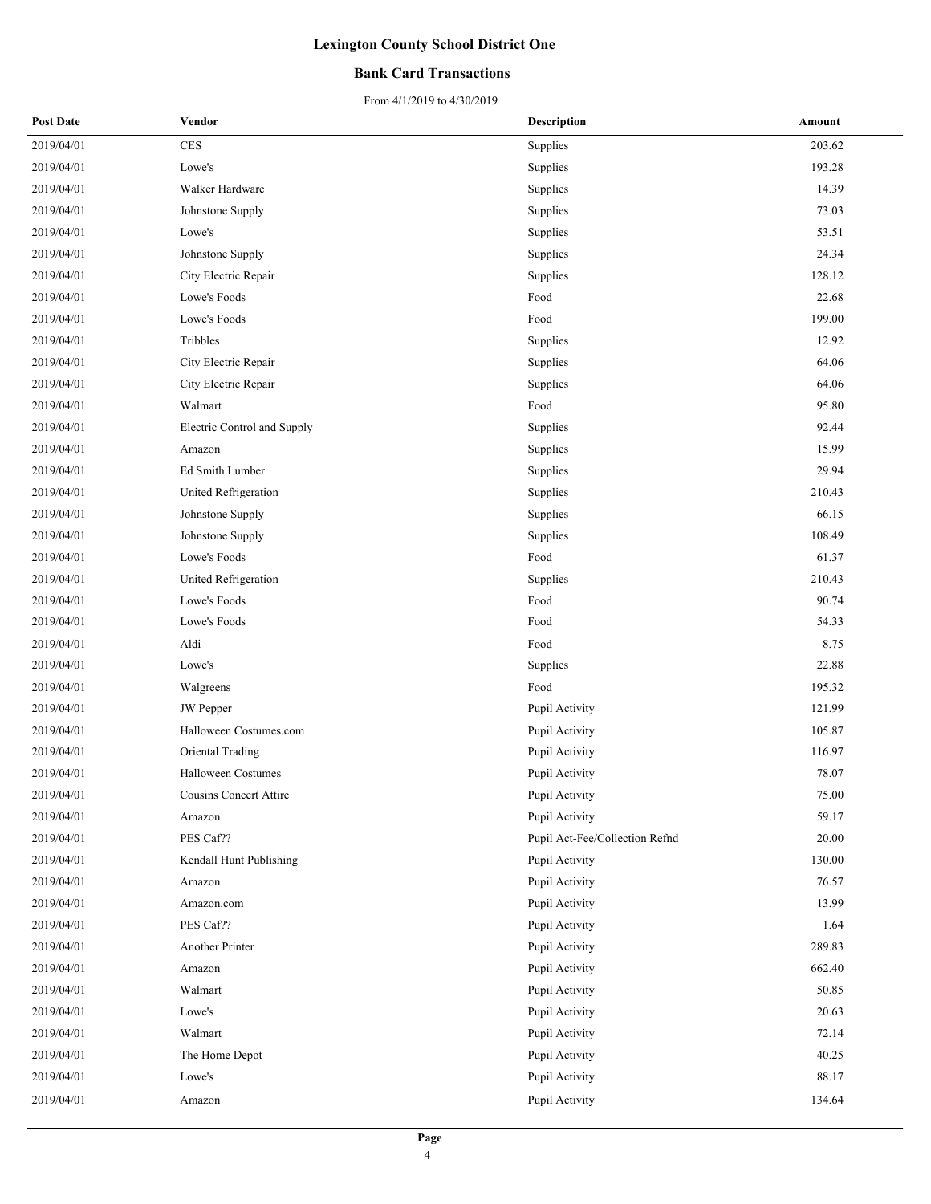# Lexington County School District One

## Bank Card Transactions

From 4/1/2019 to 4/30/2019

| Post Date | Vendor | Description | Amount |
|---|---|---|---|
| 2019/04/01 | CES | Supplies | 203.62 |
| 2019/04/01 | Lowe's | Supplies | 193.28 |
| 2019/04/01 | Walker Hardware | Supplies | 14.39 |
| 2019/04/01 | Johnstone Supply | Supplies | 73.03 |
| 2019/04/01 | Lowe's | Supplies | 53.51 |
| 2019/04/01 | Johnstone Supply | Supplies | 24.34 |
| 2019/04/01 | City Electric Repair | Supplies | 128.12 |
| 2019/04/01 | Lowe's Foods | Food | 22.68 |
| 2019/04/01 | Lowe's Foods | Food | 199.00 |
| 2019/04/01 | Tribbles | Supplies | 12.92 |
| 2019/04/01 | City Electric Repair | Supplies | 64.06 |
| 2019/04/01 | City Electric Repair | Supplies | 64.06 |
| 2019/04/01 | Walmart | Food | 95.80 |
| 2019/04/01 | Electric Control and Supply | Supplies | 92.44 |
| 2019/04/01 | Amazon | Supplies | 15.99 |
| 2019/04/01 | Ed Smith Lumber | Supplies | 29.94 |
| 2019/04/01 | United Refrigeration | Supplies | 210.43 |
| 2019/04/01 | Johnstone Supply | Supplies | 66.15 |
| 2019/04/01 | Johnstone Supply | Supplies | 108.49 |
| 2019/04/01 | Lowe's Foods | Food | 61.37 |
| 2019/04/01 | United Refrigeration | Supplies | 210.43 |
| 2019/04/01 | Lowe's Foods | Food | 90.74 |
| 2019/04/01 | Lowe's Foods | Food | 54.33 |
| 2019/04/01 | Aldi | Food | 8.75 |
| 2019/04/01 | Lowe's | Supplies | 22.88 |
| 2019/04/01 | Walgreens | Food | 195.32 |
| 2019/04/01 | JW Pepper | Pupil Activity | 121.99 |
| 2019/04/01 | Halloween Costumes.com | Pupil Activity | 105.87 |
| 2019/04/01 | Oriental Trading | Pupil Activity | 116.97 |
| 2019/04/01 | Halloween Costumes | Pupil Activity | 78.07 |
| 2019/04/01 | Cousins Concert Attire | Pupil Activity | 75.00 |
| 2019/04/01 | Amazon | Pupil Activity | 59.17 |
| 2019/04/01 | PES Caf?? | Pupil Act-Fee/Collection Refnd | 20.00 |
| 2019/04/01 | Kendall Hunt Publishing | Pupil Activity | 130.00 |
| 2019/04/01 | Amazon | Pupil Activity | 76.57 |
| 2019/04/01 | Amazon.com | Pupil Activity | 13.99 |
| 2019/04/01 | PES Caf?? | Pupil Activity | 1.64 |
| 2019/04/01 | Another Printer | Pupil Activity | 289.83 |
| 2019/04/01 | Amazon | Pupil Activity | 662.40 |
| 2019/04/01 | Walmart | Pupil Activity | 50.85 |
| 2019/04/01 | Lowe's | Pupil Activity | 20.63 |
| 2019/04/01 | Walmart | Pupil Activity | 72.14 |
| 2019/04/01 | The Home Depot | Pupil Activity | 40.25 |
| 2019/04/01 | Lowe's | Pupil Activity | 88.17 |
| 2019/04/01 | Amazon | Pupil Activity | 134.64 |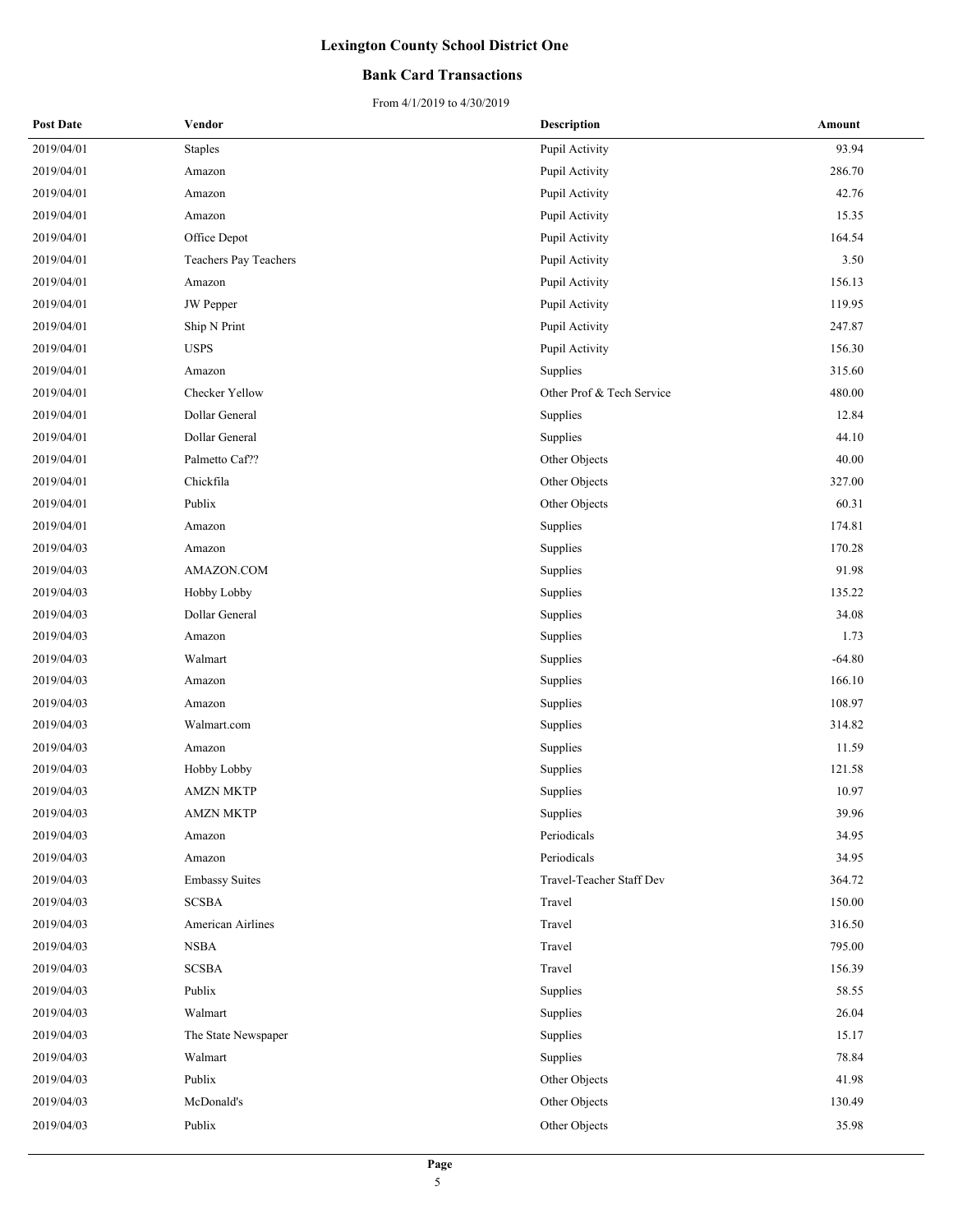# Lexington County School District One

## Bank Card Transactions

From 4/1/2019 to 4/30/2019

| Post Date | Vendor | Description | Amount |
|---|---|---|---|
| 2019/04/01 | Staples | Pupil Activity | 93.94 |
| 2019/04/01 | Amazon | Pupil Activity | 286.70 |
| 2019/04/01 | Amazon | Pupil Activity | 42.76 |
| 2019/04/01 | Amazon | Pupil Activity | 15.35 |
| 2019/04/01 | Office Depot | Pupil Activity | 164.54 |
| 2019/04/01 | Teachers Pay Teachers | Pupil Activity | 3.50 |
| 2019/04/01 | Amazon | Pupil Activity | 156.13 |
| 2019/04/01 | JW Pepper | Pupil Activity | 119.95 |
| 2019/04/01 | Ship N Print | Pupil Activity | 247.87 |
| 2019/04/01 | USPS | Pupil Activity | 156.30 |
| 2019/04/01 | Amazon | Supplies | 315.60 |
| 2019/04/01 | Checker Yellow | Other Prof & Tech Service | 480.00 |
| 2019/04/01 | Dollar General | Supplies | 12.84 |
| 2019/04/01 | Dollar General | Supplies | 44.10 |
| 2019/04/01 | Palmetto Caf?? | Other Objects | 40.00 |
| 2019/04/01 | Chickfila | Other Objects | 327.00 |
| 2019/04/01 | Publix | Other Objects | 60.31 |
| 2019/04/01 | Amazon | Supplies | 174.81 |
| 2019/04/03 | Amazon | Supplies | 170.28 |
| 2019/04/03 | AMAZON.COM | Supplies | 91.98 |
| 2019/04/03 | Hobby Lobby | Supplies | 135.22 |
| 2019/04/03 | Dollar General | Supplies | 34.08 |
| 2019/04/03 | Amazon | Supplies | 1.73 |
| 2019/04/03 | Walmart | Supplies | -64.80 |
| 2019/04/03 | Amazon | Supplies | 166.10 |
| 2019/04/03 | Amazon | Supplies | 108.97 |
| 2019/04/03 | Walmart.com | Supplies | 314.82 |
| 2019/04/03 | Amazon | Supplies | 11.59 |
| 2019/04/03 | Hobby Lobby | Supplies | 121.58 |
| 2019/04/03 | AMZN MKTP | Supplies | 10.97 |
| 2019/04/03 | AMZN MKTP | Supplies | 39.96 |
| 2019/04/03 | Amazon | Periodicals | 34.95 |
| 2019/04/03 | Amazon | Periodicals | 34.95 |
| 2019/04/03 | Embassy Suites | Travel-Teacher Staff Dev | 364.72 |
| 2019/04/03 | SCSBA | Travel | 150.00 |
| 2019/04/03 | American Airlines | Travel | 316.50 |
| 2019/04/03 | NSBA | Travel | 795.00 |
| 2019/04/03 | SCSBA | Travel | 156.39 |
| 2019/04/03 | Publix | Supplies | 58.55 |
| 2019/04/03 | Walmart | Supplies | 26.04 |
| 2019/04/03 | The State Newspaper | Supplies | 15.17 |
| 2019/04/03 | Walmart | Supplies | 78.84 |
| 2019/04/03 | Publix | Other Objects | 41.98 |
| 2019/04/03 | McDonald's | Other Objects | 130.49 |
| 2019/04/03 | Publix | Other Objects | 35.98 |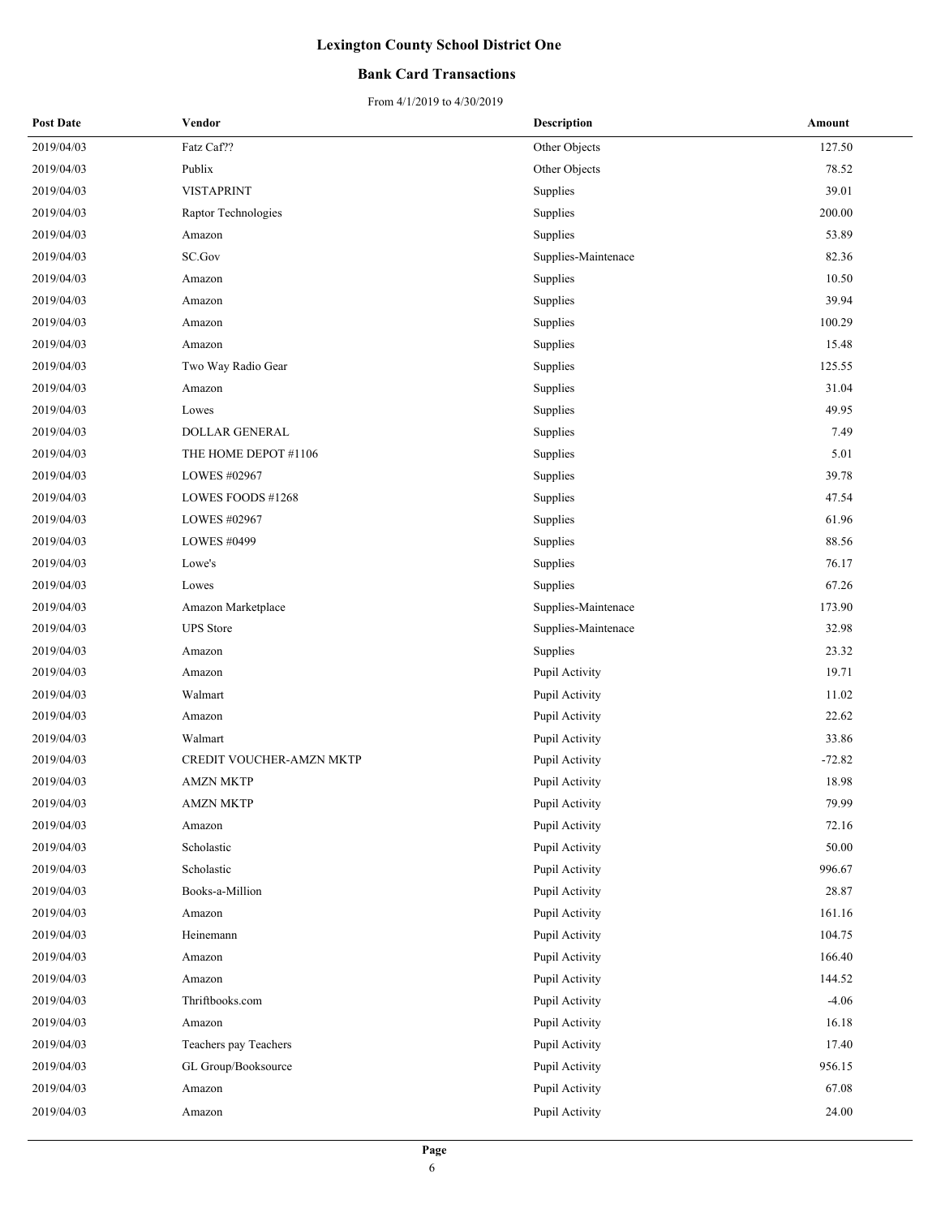# Lexington County School District One

## Bank Card Transactions

From 4/1/2019 to 4/30/2019

| Post Date | Vendor | Description | Amount |
|---|---|---|---|
| 2019/04/03 | Fatz Caf?? | Other Objects | 127.50 |
| 2019/04/03 | Publix | Other Objects | 78.52 |
| 2019/04/03 | VISTAPRINT | Supplies | 39.01 |
| 2019/04/03 | Raptor Technologies | Supplies | 200.00 |
| 2019/04/03 | Amazon | Supplies | 53.89 |
| 2019/04/03 | SC.Gov | Supplies-Maintenace | 82.36 |
| 2019/04/03 | Amazon | Supplies | 10.50 |
| 2019/04/03 | Amazon | Supplies | 39.94 |
| 2019/04/03 | Amazon | Supplies | 100.29 |
| 2019/04/03 | Amazon | Supplies | 15.48 |
| 2019/04/03 | Two Way Radio Gear | Supplies | 125.55 |
| 2019/04/03 | Amazon | Supplies | 31.04 |
| 2019/04/03 | Lowes | Supplies | 49.95 |
| 2019/04/03 | DOLLAR GENERAL | Supplies | 7.49 |
| 2019/04/03 | THE HOME DEPOT #1106 | Supplies | 5.01 |
| 2019/04/03 | LOWES #02967 | Supplies | 39.78 |
| 2019/04/03 | LOWES FOODS #1268 | Supplies | 47.54 |
| 2019/04/03 | LOWES #02967 | Supplies | 61.96 |
| 2019/04/03 | LOWES #0499 | Supplies | 88.56 |
| 2019/04/03 | Lowe's | Supplies | 76.17 |
| 2019/04/03 | Lowes | Supplies | 67.26 |
| 2019/04/03 | Amazon Marketplace | Supplies-Maintenace | 173.90 |
| 2019/04/03 | UPS Store | Supplies-Maintenace | 32.98 |
| 2019/04/03 | Amazon | Supplies | 23.32 |
| 2019/04/03 | Amazon | Pupil Activity | 19.71 |
| 2019/04/03 | Walmart | Pupil Activity | 11.02 |
| 2019/04/03 | Amazon | Pupil Activity | 22.62 |
| 2019/04/03 | Walmart | Pupil Activity | 33.86 |
| 2019/04/03 | CREDIT VOUCHER-AMZN MKTP | Pupil Activity | -72.82 |
| 2019/04/03 | AMZN MKTP | Pupil Activity | 18.98 |
| 2019/04/03 | AMZN MKTP | Pupil Activity | 79.99 |
| 2019/04/03 | Amazon | Pupil Activity | 72.16 |
| 2019/04/03 | Scholastic | Pupil Activity | 50.00 |
| 2019/04/03 | Scholastic | Pupil Activity | 996.67 |
| 2019/04/03 | Books-a-Million | Pupil Activity | 28.87 |
| 2019/04/03 | Amazon | Pupil Activity | 161.16 |
| 2019/04/03 | Heinemann | Pupil Activity | 104.75 |
| 2019/04/03 | Amazon | Pupil Activity | 166.40 |
| 2019/04/03 | Amazon | Pupil Activity | 144.52 |
| 2019/04/03 | Thriftbooks.com | Pupil Activity | -4.06 |
| 2019/04/03 | Amazon | Pupil Activity | 16.18 |
| 2019/04/03 | Teachers pay Teachers | Pupil Activity | 17.40 |
| 2019/04/03 | GL Group/Booksource | Pupil Activity | 956.15 |
| 2019/04/03 | Amazon | Pupil Activity | 67.08 |
| 2019/04/03 | Amazon | Pupil Activity | 24.00 |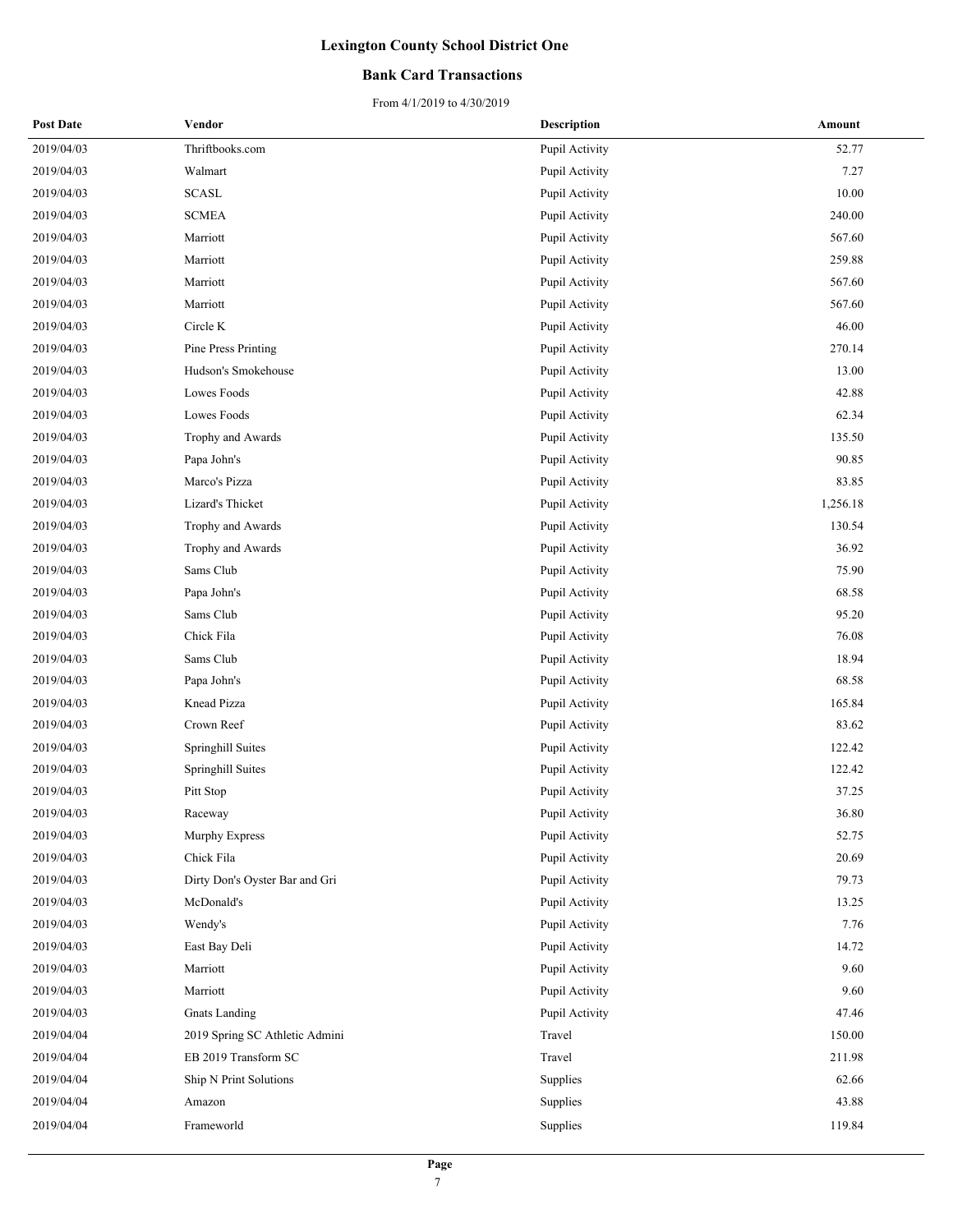# Lexington County School District One

## Bank Card Transactions

From 4/1/2019 to 4/30/2019

| Post Date | Vendor | Description | Amount |
|---|---|---|---|
| 2019/04/03 | Thriftbooks.com | Pupil Activity | 52.77 |
| 2019/04/03 | Walmart | Pupil Activity | 7.27 |
| 2019/04/03 | SCASL | Pupil Activity | 10.00 |
| 2019/04/03 | SCMEA | Pupil Activity | 240.00 |
| 2019/04/03 | Marriott | Pupil Activity | 567.60 |
| 2019/04/03 | Marriott | Pupil Activity | 259.88 |
| 2019/04/03 | Marriott | Pupil Activity | 567.60 |
| 2019/04/03 | Marriott | Pupil Activity | 567.60 |
| 2019/04/03 | Circle K | Pupil Activity | 46.00 |
| 2019/04/03 | Pine Press Printing | Pupil Activity | 270.14 |
| 2019/04/03 | Hudson's Smokehouse | Pupil Activity | 13.00 |
| 2019/04/03 | Lowes Foods | Pupil Activity | 42.88 |
| 2019/04/03 | Lowes Foods | Pupil Activity | 62.34 |
| 2019/04/03 | Trophy and Awards | Pupil Activity | 135.50 |
| 2019/04/03 | Papa John's | Pupil Activity | 90.85 |
| 2019/04/03 | Marco's Pizza | Pupil Activity | 83.85 |
| 2019/04/03 | Lizard's Thicket | Pupil Activity | 1,256.18 |
| 2019/04/03 | Trophy and Awards | Pupil Activity | 130.54 |
| 2019/04/03 | Trophy and Awards | Pupil Activity | 36.92 |
| 2019/04/03 | Sams Club | Pupil Activity | 75.90 |
| 2019/04/03 | Papa John's | Pupil Activity | 68.58 |
| 2019/04/03 | Sams Club | Pupil Activity | 95.20 |
| 2019/04/03 | Chick Fila | Pupil Activity | 76.08 |
| 2019/04/03 | Sams Club | Pupil Activity | 18.94 |
| 2019/04/03 | Papa John's | Pupil Activity | 68.58 |
| 2019/04/03 | Knead Pizza | Pupil Activity | 165.84 |
| 2019/04/03 | Crown Reef | Pupil Activity | 83.62 |
| 2019/04/03 | Springhill Suites | Pupil Activity | 122.42 |
| 2019/04/03 | Springhill Suites | Pupil Activity | 122.42 |
| 2019/04/03 | Pitt Stop | Pupil Activity | 37.25 |
| 2019/04/03 | Raceway | Pupil Activity | 36.80 |
| 2019/04/03 | Murphy Express | Pupil Activity | 52.75 |
| 2019/04/03 | Chick Fila | Pupil Activity | 20.69 |
| 2019/04/03 | Dirty Don's Oyster Bar and Gri | Pupil Activity | 79.73 |
| 2019/04/03 | McDonald's | Pupil Activity | 13.25 |
| 2019/04/03 | Wendy's | Pupil Activity | 7.76 |
| 2019/04/03 | East Bay Deli | Pupil Activity | 14.72 |
| 2019/04/03 | Marriott | Pupil Activity | 9.60 |
| 2019/04/03 | Marriott | Pupil Activity | 9.60 |
| 2019/04/03 | Gnats Landing | Pupil Activity | 47.46 |
| 2019/04/04 | 2019 Spring SC Athletic Admini | Travel | 150.00 |
| 2019/04/04 | EB 2019 Transform SC | Travel | 211.98 |
| 2019/04/04 | Ship N Print Solutions | Supplies | 62.66 |
| 2019/04/04 | Amazon | Supplies | 43.88 |
| 2019/04/04 | Frameworld | Supplies | 119.84 |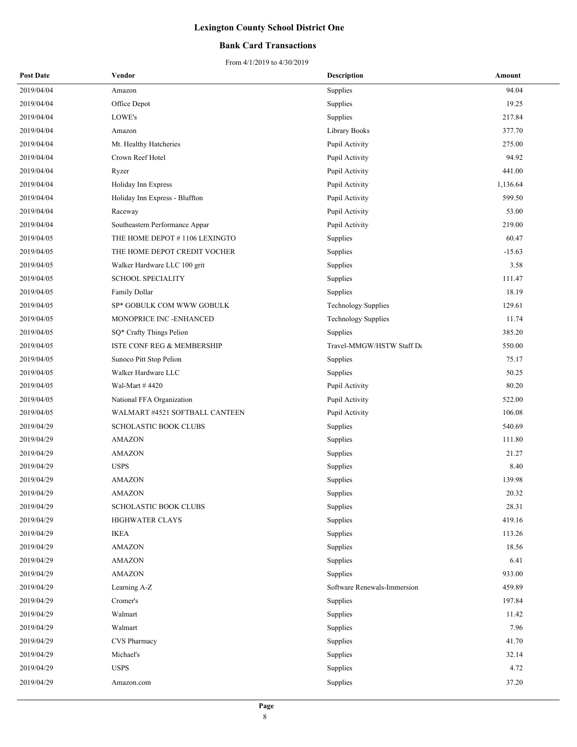# Lexington County School District One

## Bank Card Transactions

From 4/1/2019 to 4/30/2019

| Post Date | Vendor | Description | Amount |
|---|---|---|---|
| 2019/04/04 | Amazon | Supplies | 94.04 |
| 2019/04/04 | Office Depot | Supplies | 19.25 |
| 2019/04/04 | LOWE's | Supplies | 217.84 |
| 2019/04/04 | Amazon | Library Books | 377.70 |
| 2019/04/04 | Mt. Healthy Hatcheries | Pupil Activity | 275.00 |
| 2019/04/04 | Crown Reef Hotel | Pupil Activity | 94.92 |
| 2019/04/04 | Ryzer | Pupil Activity | 441.00 |
| 2019/04/04 | Holiday Inn Express | Pupil Activity | 1,136.64 |
| 2019/04/04 | Holiday Inn Express - Bluffton | Pupil Activity | 599.50 |
| 2019/04/04 | Raceway | Pupil Activity | 53.00 |
| 2019/04/04 | Southeastern Performance Appar | Pupil Activity | 219.00 |
| 2019/04/05 | THE HOME DEPOT # 1106 LEXINGTO | Supplies | 60.47 |
| 2019/04/05 | THE HOME DEPOT CREDIT VOCHER | Supplies | -15.63 |
| 2019/04/05 | Walker Hardware LLC 100 grit | Supplies | 3.58 |
| 2019/04/05 | SCHOOL SPECIALITY | Supplies | 111.47 |
| 2019/04/05 | Family Dollar | Supplies | 18.19 |
| 2019/04/05 | SP* GOBULK COM WWW GOBULK | Technology Supplies | 129.61 |
| 2019/04/05 | MONOPRICE INC -ENHANCED | Technology Supplies | 11.74 |
| 2019/04/05 | SQ* Crafty Things Pelion | Supplies | 385.20 |
| 2019/04/05 | ISTE CONF REG & MEMBERSHIP | Travel-MMGW/HSTW Staff De | 550.00 |
| 2019/04/05 | Sunoco Pitt Stop Pelion | Supplies | 75.17 |
| 2019/04/05 | Walker Hardware LLC | Supplies | 50.25 |
| 2019/04/05 | Wal-Mart # 4420 | Pupil Activity | 80.20 |
| 2019/04/05 | National FFA Organization | Pupil Activity | 522.00 |
| 2019/04/05 | WALMART #4521 SOFTBALL CANTEEN | Pupil Activity | 106.08 |
| 2019/04/29 | SCHOLASTIC BOOK CLUBS | Supplies | 540.69 |
| 2019/04/29 | AMAZON | Supplies | 111.80 |
| 2019/04/29 | AMAZON | Supplies | 21.27 |
| 2019/04/29 | USPS | Supplies | 8.40 |
| 2019/04/29 | AMAZON | Supplies | 139.98 |
| 2019/04/29 | AMAZON | Supplies | 20.32 |
| 2019/04/29 | SCHOLASTIC BOOK CLUBS | Supplies | 28.31 |
| 2019/04/29 | HIGHWATER CLAYS | Supplies | 419.16 |
| 2019/04/29 | IKEA | Supplies | 113.26 |
| 2019/04/29 | AMAZON | Supplies | 18.56 |
| 2019/04/29 | AMAZON | Supplies | 6.41 |
| 2019/04/29 | AMAZON | Supplies | 933.00 |
| 2019/04/29 | Learning A-Z | Software Renewals-Immersion | 459.89 |
| 2019/04/29 | Cromer's | Supplies | 197.84 |
| 2019/04/29 | Walmart | Supplies | 11.42 |
| 2019/04/29 | Walmart | Supplies | 7.96 |
| 2019/04/29 | CVS Pharmacy | Supplies | 41.70 |
| 2019/04/29 | Michael's | Supplies | 32.14 |
| 2019/04/29 | USPS | Supplies | 4.72 |
| 2019/04/29 | Amazon.com | Supplies | 37.20 |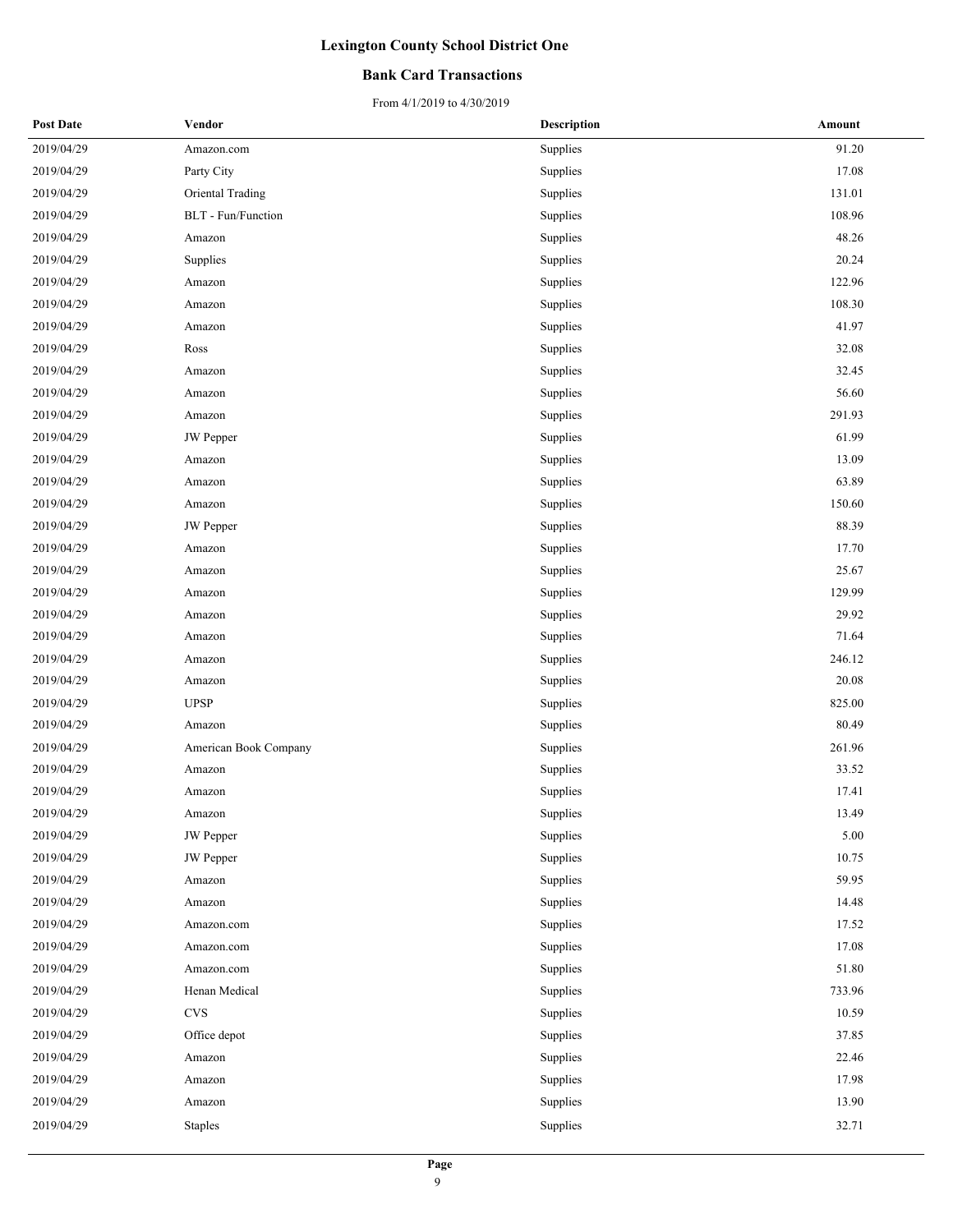# Lexington County School District One

## Bank Card Transactions

From 4/1/2019 to 4/30/2019

| Post Date | Vendor | Description | Amount |
|---|---|---|---|
| 2019/04/29 | Amazon.com | Supplies | 91.20 |
| 2019/04/29 | Party City | Supplies | 17.08 |
| 2019/04/29 | Oriental Trading | Supplies | 131.01 |
| 2019/04/29 | BLT - Fun/Function | Supplies | 108.96 |
| 2019/04/29 | Amazon | Supplies | 48.26 |
| 2019/04/29 | Supplies | Supplies | 20.24 |
| 2019/04/29 | Amazon | Supplies | 122.96 |
| 2019/04/29 | Amazon | Supplies | 108.30 |
| 2019/04/29 | Amazon | Supplies | 41.97 |
| 2019/04/29 | Ross | Supplies | 32.08 |
| 2019/04/29 | Amazon | Supplies | 32.45 |
| 2019/04/29 | Amazon | Supplies | 56.60 |
| 2019/04/29 | Amazon | Supplies | 291.93 |
| 2019/04/29 | JW Pepper | Supplies | 61.99 |
| 2019/04/29 | Amazon | Supplies | 13.09 |
| 2019/04/29 | Amazon | Supplies | 63.89 |
| 2019/04/29 | Amazon | Supplies | 150.60 |
| 2019/04/29 | JW Pepper | Supplies | 88.39 |
| 2019/04/29 | Amazon | Supplies | 17.70 |
| 2019/04/29 | Amazon | Supplies | 25.67 |
| 2019/04/29 | Amazon | Supplies | 129.99 |
| 2019/04/29 | Amazon | Supplies | 29.92 |
| 2019/04/29 | Amazon | Supplies | 71.64 |
| 2019/04/29 | Amazon | Supplies | 246.12 |
| 2019/04/29 | Amazon | Supplies | 20.08 |
| 2019/04/29 | UPSP | Supplies | 825.00 |
| 2019/04/29 | Amazon | Supplies | 80.49 |
| 2019/04/29 | American Book Company | Supplies | 261.96 |
| 2019/04/29 | Amazon | Supplies | 33.52 |
| 2019/04/29 | Amazon | Supplies | 17.41 |
| 2019/04/29 | Amazon | Supplies | 13.49 |
| 2019/04/29 | JW Pepper | Supplies | 5.00 |
| 2019/04/29 | JW Pepper | Supplies | 10.75 |
| 2019/04/29 | Amazon | Supplies | 59.95 |
| 2019/04/29 | Amazon | Supplies | 14.48 |
| 2019/04/29 | Amazon.com | Supplies | 17.52 |
| 2019/04/29 | Amazon.com | Supplies | 17.08 |
| 2019/04/29 | Amazon.com | Supplies | 51.80 |
| 2019/04/29 | Henan Medical | Supplies | 733.96 |
| 2019/04/29 | CVS | Supplies | 10.59 |
| 2019/04/29 | Office depot | Supplies | 37.85 |
| 2019/04/29 | Amazon | Supplies | 22.46 |
| 2019/04/29 | Amazon | Supplies | 17.98 |
| 2019/04/29 | Amazon | Supplies | 13.90 |
| 2019/04/29 | Staples | Supplies | 32.71 |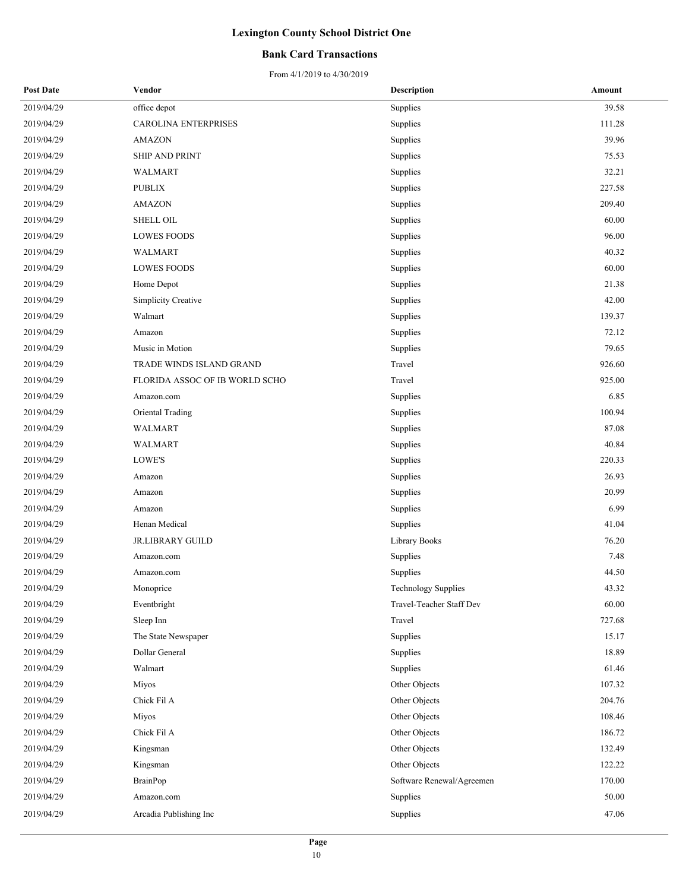# Lexington County School District One

## Bank Card Transactions

From 4/1/2019 to 4/30/2019

| Post Date | Vendor | Description | Amount |
|---|---|---|---|
| 2019/04/29 | office depot | Supplies | 39.58 |
| 2019/04/29 | CAROLINA ENTERPRISES | Supplies | 111.28 |
| 2019/04/29 | AMAZON | Supplies | 39.96 |
| 2019/04/29 | SHIP AND PRINT | Supplies | 75.53 |
| 2019/04/29 | WALMART | Supplies | 32.21 |
| 2019/04/29 | PUBLIX | Supplies | 227.58 |
| 2019/04/29 | AMAZON | Supplies | 209.40 |
| 2019/04/29 | SHELL OIL | Supplies | 60.00 |
| 2019/04/29 | LOWES FOODS | Supplies | 96.00 |
| 2019/04/29 | WALMART | Supplies | 40.32 |
| 2019/04/29 | LOWES FOODS | Supplies | 60.00 |
| 2019/04/29 | Home Depot | Supplies | 21.38 |
| 2019/04/29 | Simplicity Creative | Supplies | 42.00 |
| 2019/04/29 | Walmart | Supplies | 139.37 |
| 2019/04/29 | Amazon | Supplies | 72.12 |
| 2019/04/29 | Music in Motion | Supplies | 79.65 |
| 2019/04/29 | TRADE WINDS ISLAND GRAND | Travel | 926.60 |
| 2019/04/29 | FLORIDA ASSOC OF IB WORLD SCHO | Travel | 925.00 |
| 2019/04/29 | Amazon.com | Supplies | 6.85 |
| 2019/04/29 | Oriental Trading | Supplies | 100.94 |
| 2019/04/29 | WALMART | Supplies | 87.08 |
| 2019/04/29 | WALMART | Supplies | 40.84 |
| 2019/04/29 | LOWE'S | Supplies | 220.33 |
| 2019/04/29 | Amazon | Supplies | 26.93 |
| 2019/04/29 | Amazon | Supplies | 20.99 |
| 2019/04/29 | Amazon | Supplies | 6.99 |
| 2019/04/29 | Henan Medical | Supplies | 41.04 |
| 2019/04/29 | JR.LIBRARY GUILD | Library Books | 76.20 |
| 2019/04/29 | Amazon.com | Supplies | 7.48 |
| 2019/04/29 | Amazon.com | Supplies | 44.50 |
| 2019/04/29 | Monoprice | Technology Supplies | 43.32 |
| 2019/04/29 | Eventbright | Travel-Teacher Staff Dev | 60.00 |
| 2019/04/29 | Sleep Inn | Travel | 727.68 |
| 2019/04/29 | The State Newspaper | Supplies | 15.17 |
| 2019/04/29 | Dollar General | Supplies | 18.89 |
| 2019/04/29 | Walmart | Supplies | 61.46 |
| 2019/04/29 | Miyos | Other Objects | 107.32 |
| 2019/04/29 | Chick Fil A | Other Objects | 204.76 |
| 2019/04/29 | Miyos | Other Objects | 108.46 |
| 2019/04/29 | Chick Fil A | Other Objects | 186.72 |
| 2019/04/29 | Kingsman | Other Objects | 132.49 |
| 2019/04/29 | Kingsman | Other Objects | 122.22 |
| 2019/04/29 | BrainPop | Software Renewal/Agreemen | 170.00 |
| 2019/04/29 | Amazon.com | Supplies | 50.00 |
| 2019/04/29 | Arcadia Publishing Inc | Supplies | 47.06 |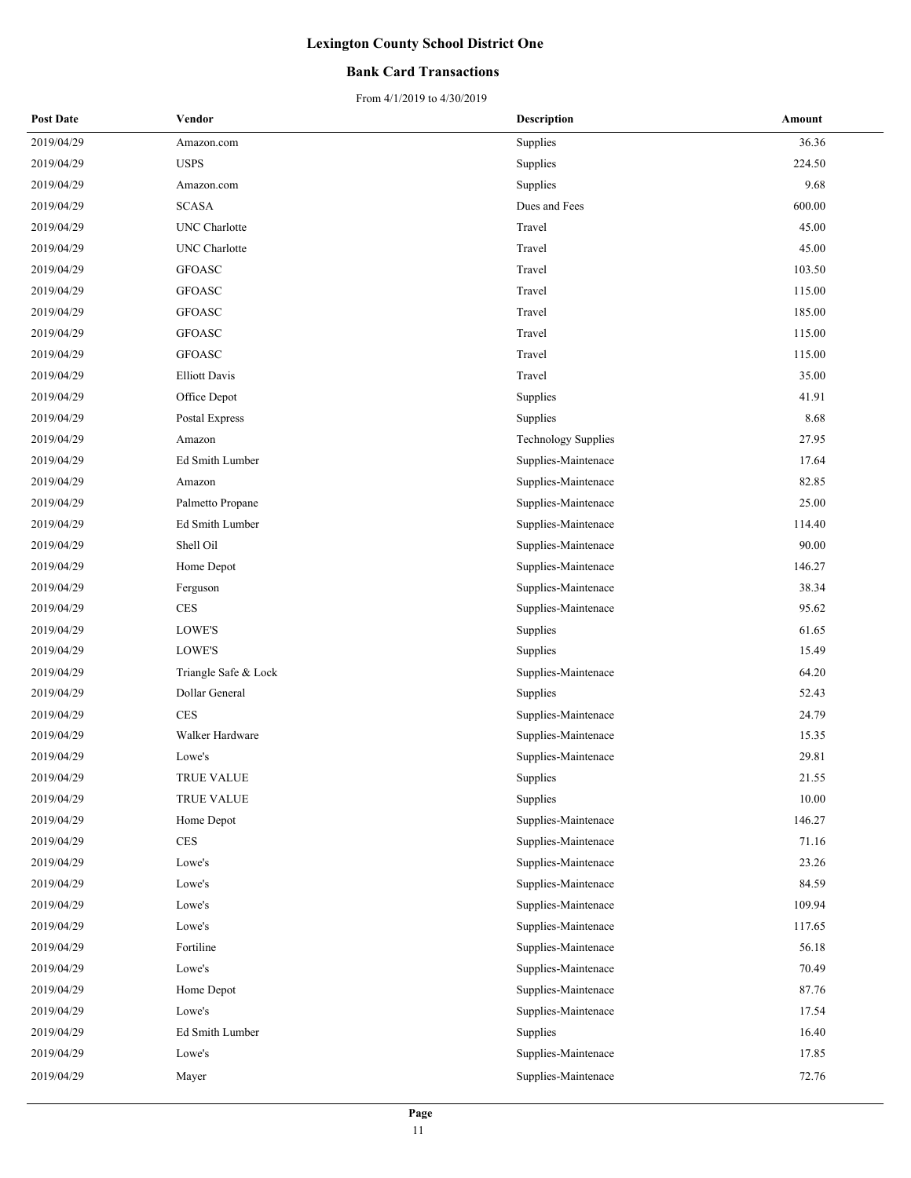# Lexington County School District One

## Bank Card Transactions

From 4/1/2019 to 4/30/2019

| Post Date | Vendor | Description | Amount |
|---|---|---|---|
| 2019/04/29 | Amazon.com | Supplies | 36.36 |
| 2019/04/29 | USPS | Supplies | 224.50 |
| 2019/04/29 | Amazon.com | Supplies | 9.68 |
| 2019/04/29 | SCASA | Dues and Fees | 600.00 |
| 2019/04/29 | UNC Charlotte | Travel | 45.00 |
| 2019/04/29 | UNC Charlotte | Travel | 45.00 |
| 2019/04/29 | GFOASC | Travel | 103.50 |
| 2019/04/29 | GFOASC | Travel | 115.00 |
| 2019/04/29 | GFOASC | Travel | 185.00 |
| 2019/04/29 | GFOASC | Travel | 115.00 |
| 2019/04/29 | GFOASC | Travel | 115.00 |
| 2019/04/29 | Elliott Davis | Travel | 35.00 |
| 2019/04/29 | Office Depot | Supplies | 41.91 |
| 2019/04/29 | Postal Express | Supplies | 8.68 |
| 2019/04/29 | Amazon | Technology Supplies | 27.95 |
| 2019/04/29 | Ed Smith Lumber | Supplies-Maintenace | 17.64 |
| 2019/04/29 | Amazon | Supplies-Maintenace | 82.85 |
| 2019/04/29 | Palmetto Propane | Supplies-Maintenace | 25.00 |
| 2019/04/29 | Ed Smith Lumber | Supplies-Maintenace | 114.40 |
| 2019/04/29 | Shell Oil | Supplies-Maintenace | 90.00 |
| 2019/04/29 | Home Depot | Supplies-Maintenace | 146.27 |
| 2019/04/29 | Ferguson | Supplies-Maintenace | 38.34 |
| 2019/04/29 | CES | Supplies-Maintenace | 95.62 |
| 2019/04/29 | LOWE'S | Supplies | 61.65 |
| 2019/04/29 | LOWE'S | Supplies | 15.49 |
| 2019/04/29 | Triangle Safe & Lock | Supplies-Maintenace | 64.20 |
| 2019/04/29 | Dollar General | Supplies | 52.43 |
| 2019/04/29 | CES | Supplies-Maintenace | 24.79 |
| 2019/04/29 | Walker Hardware | Supplies-Maintenace | 15.35 |
| 2019/04/29 | Lowe's | Supplies-Maintenace | 29.81 |
| 2019/04/29 | TRUE VALUE | Supplies | 21.55 |
| 2019/04/29 | TRUE VALUE | Supplies | 10.00 |
| 2019/04/29 | Home Depot | Supplies-Maintenace | 146.27 |
| 2019/04/29 | CES | Supplies-Maintenace | 71.16 |
| 2019/04/29 | Lowe's | Supplies-Maintenace | 23.26 |
| 2019/04/29 | Lowe's | Supplies-Maintenace | 84.59 |
| 2019/04/29 | Lowe's | Supplies-Maintenace | 109.94 |
| 2019/04/29 | Lowe's | Supplies-Maintenace | 117.65 |
| 2019/04/29 | Fortiline | Supplies-Maintenace | 56.18 |
| 2019/04/29 | Lowe's | Supplies-Maintenace | 70.49 |
| 2019/04/29 | Home Depot | Supplies-Maintenace | 87.76 |
| 2019/04/29 | Lowe's | Supplies-Maintenace | 17.54 |
| 2019/04/29 | Ed Smith Lumber | Supplies | 16.40 |
| 2019/04/29 | Lowe's | Supplies-Maintenace | 17.85 |
| 2019/04/29 | Mayer | Supplies-Maintenace | 72.76 |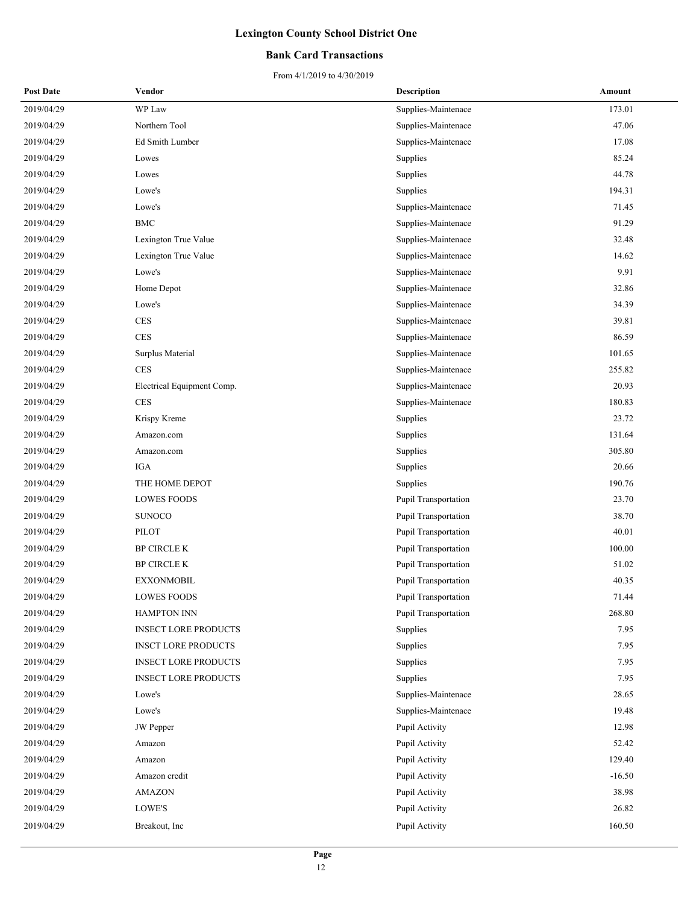| Post Date | Vendor | Description | Amount |
|---|---|---|---|
| 2019/04/29 | WP Law | Supplies-Maintenace | 173.01 |
| 2019/04/29 | Northern Tool | Supplies-Maintenace | 47.06 |
| 2019/04/29 | Ed Smith Lumber | Supplies-Maintenace | 17.08 |
| 2019/04/29 | Lowes | Supplies | 85.24 |
| 2019/04/29 | Lowes | Supplies | 44.78 |
| 2019/04/29 | Lowe's | Supplies | 194.31 |
| 2019/04/29 | Lowe's | Supplies-Maintenace | 71.45 |
| 2019/04/29 | BMC | Supplies-Maintenace | 91.29 |
| 2019/04/29 | Lexington True Value | Supplies-Maintenace | 32.48 |
| 2019/04/29 | Lexington True Value | Supplies-Maintenace | 14.62 |
| 2019/04/29 | Lowe's | Supplies-Maintenace | 9.91 |
| 2019/04/29 | Home Depot | Supplies-Maintenace | 32.86 |
| 2019/04/29 | Lowe's | Supplies-Maintenace | 34.39 |
| 2019/04/29 | CES | Supplies-Maintenace | 39.81 |
| 2019/04/29 | CES | Supplies-Maintenace | 86.59 |
| 2019/04/29 | Surplus Material | Supplies-Maintenace | 101.65 |
| 2019/04/29 | CES | Supplies-Maintenace | 255.82 |
| 2019/04/29 | Electrical Equipment Comp. | Supplies-Maintenace | 20.93 |
| 2019/04/29 | CES | Supplies-Maintenace | 180.83 |
| 2019/04/29 | Krispy Kreme | Supplies | 23.72 |
| 2019/04/29 | Amazon.com | Supplies | 131.64 |
| 2019/04/29 | Amazon.com | Supplies | 305.80 |
| 2019/04/29 | IGA | Supplies | 20.66 |
| 2019/04/29 | THE HOME DEPOT | Supplies | 190.76 |
| 2019/04/29 | LOWES FOODS | Pupil Transportation | 23.70 |
| 2019/04/29 | SUNOCO | Pupil Transportation | 38.70 |
| 2019/04/29 | PILOT | Pupil Transportation | 40.01 |
| 2019/04/29 | BP CIRCLE K | Pupil Transportation | 100.00 |
| 2019/04/29 | BP CIRCLE K | Pupil Transportation | 51.02 |
| 2019/04/29 | EXXONMOBIL | Pupil Transportation | 40.35 |
| 2019/04/29 | LOWES FOODS | Pupil Transportation | 71.44 |
| 2019/04/29 | HAMPTON INN | Pupil Transportation | 268.80 |
| 2019/04/29 | INSECT LORE PRODUCTS | Supplies | 7.95 |
| 2019/04/29 | INSCT LORE PRODUCTS | Supplies | 7.95 |
| 2019/04/29 | INSECT LORE PRODUCTS | Supplies | 7.95 |
| 2019/04/29 | INSECT LORE PRODUCTS | Supplies | 7.95 |
| 2019/04/29 | Lowe's | Supplies-Maintenace | 28.65 |
| 2019/04/29 | Lowe's | Supplies-Maintenace | 19.48 |
| 2019/04/29 | JW Pepper | Pupil Activity | 12.98 |
| 2019/04/29 | Amazon | Pupil Activity | 52.42 |
| 2019/04/29 | Amazon | Pupil Activity | 129.40 |
| 2019/04/29 | Amazon credit | Pupil Activity | -16.50 |
| 2019/04/29 | AMAZON | Pupil Activity | 38.98 |
| 2019/04/29 | LOWE'S | Pupil Activity | 26.82 |
| 2019/04/29 | Breakout, Inc | Pupil Activity | 160.50 |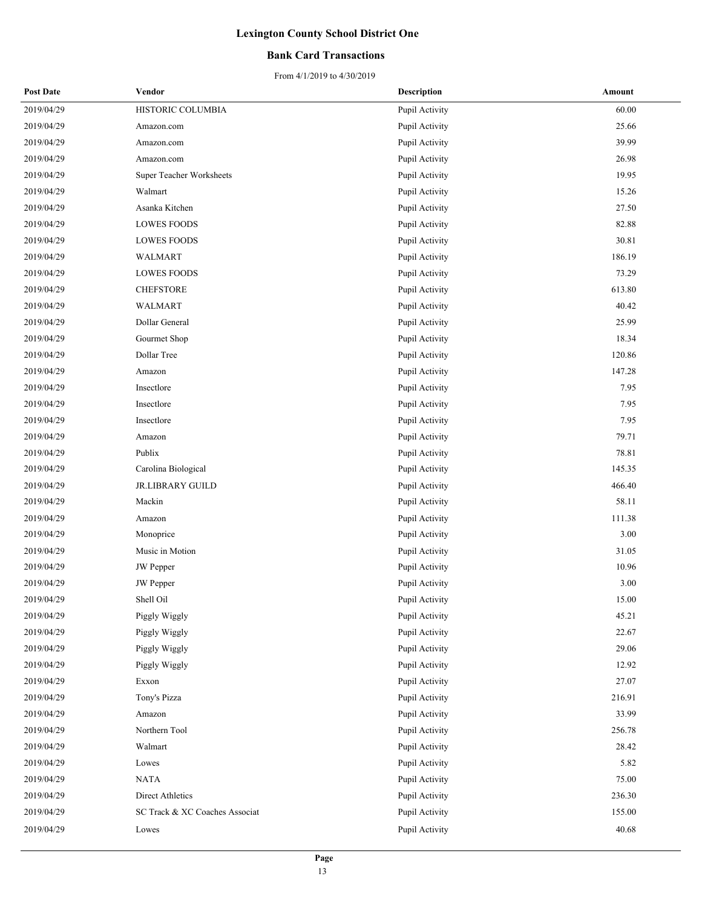# Lexington County School District One

## Bank Card Transactions

From 4/1/2019 to 4/30/2019

| Post Date | Vendor | Description | Amount |
|---|---|---|---|
| 2019/04/29 | HISTORIC COLUMBIA | Pupil Activity | 60.00 |
| 2019/04/29 | Amazon.com | Pupil Activity | 25.66 |
| 2019/04/29 | Amazon.com | Pupil Activity | 39.99 |
| 2019/04/29 | Amazon.com | Pupil Activity | 26.98 |
| 2019/04/29 | Super Teacher Worksheets | Pupil Activity | 19.95 |
| 2019/04/29 | Walmart | Pupil Activity | 15.26 |
| 2019/04/29 | Asanka Kitchen | Pupil Activity | 27.50 |
| 2019/04/29 | LOWES FOODS | Pupil Activity | 82.88 |
| 2019/04/29 | LOWES FOODS | Pupil Activity | 30.81 |
| 2019/04/29 | WALMART | Pupil Activity | 186.19 |
| 2019/04/29 | LOWES FOODS | Pupil Activity | 73.29 |
| 2019/04/29 | CHEFSTORE | Pupil Activity | 613.80 |
| 2019/04/29 | WALMART | Pupil Activity | 40.42 |
| 2019/04/29 | Dollar General | Pupil Activity | 25.99 |
| 2019/04/29 | Gourmet Shop | Pupil Activity | 18.34 |
| 2019/04/29 | Dollar Tree | Pupil Activity | 120.86 |
| 2019/04/29 | Amazon | Pupil Activity | 147.28 |
| 2019/04/29 | Insectlore | Pupil Activity | 7.95 |
| 2019/04/29 | Insectlore | Pupil Activity | 7.95 |
| 2019/04/29 | Insectlore | Pupil Activity | 7.95 |
| 2019/04/29 | Amazon | Pupil Activity | 79.71 |
| 2019/04/29 | Publix | Pupil Activity | 78.81 |
| 2019/04/29 | Carolina Biological | Pupil Activity | 145.35 |
| 2019/04/29 | JR.LIBRARY GUILD | Pupil Activity | 466.40 |
| 2019/04/29 | Mackin | Pupil Activity | 58.11 |
| 2019/04/29 | Amazon | Pupil Activity | 111.38 |
| 2019/04/29 | Monoprice | Pupil Activity | 3.00 |
| 2019/04/29 | Music in Motion | Pupil Activity | 31.05 |
| 2019/04/29 | JW Pepper | Pupil Activity | 10.96 |
| 2019/04/29 | JW Pepper | Pupil Activity | 3.00 |
| 2019/04/29 | Shell Oil | Pupil Activity | 15.00 |
| 2019/04/29 | Piggly Wiggly | Pupil Activity | 45.21 |
| 2019/04/29 | Piggly Wiggly | Pupil Activity | 22.67 |
| 2019/04/29 | Piggly Wiggly | Pupil Activity | 29.06 |
| 2019/04/29 | Piggly Wiggly | Pupil Activity | 12.92 |
| 2019/04/29 | Exxon | Pupil Activity | 27.07 |
| 2019/04/29 | Tony's Pizza | Pupil Activity | 216.91 |
| 2019/04/29 | Amazon | Pupil Activity | 33.99 |
| 2019/04/29 | Northern Tool | Pupil Activity | 256.78 |
| 2019/04/29 | Walmart | Pupil Activity | 28.42 |
| 2019/04/29 | Lowes | Pupil Activity | 5.82 |
| 2019/04/29 | NATA | Pupil Activity | 75.00 |
| 2019/04/29 | Direct Athletics | Pupil Activity | 236.30 |
| 2019/04/29 | SC Track & XC Coaches Associat | Pupil Activity | 155.00 |
| 2019/04/29 | Lowes | Pupil Activity | 40.68 |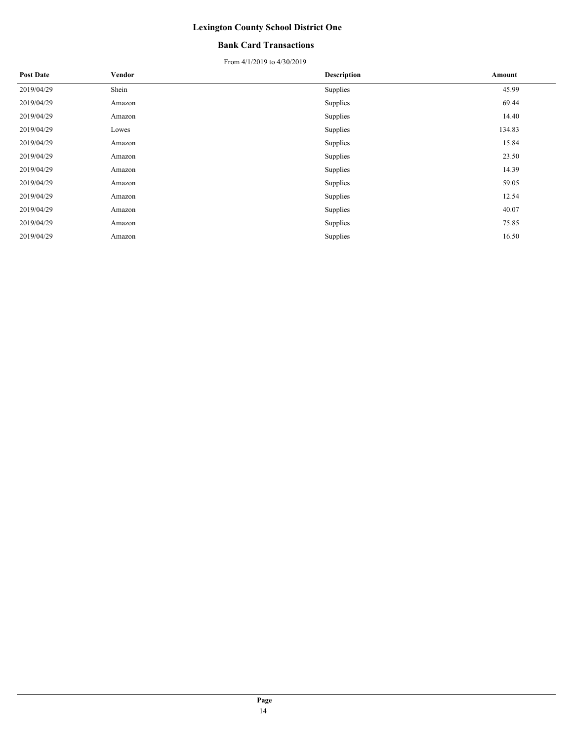# Lexington County School District One

## Bank Card Transactions

From 4/1/2019 to 4/30/2019

| Post Date | Vendor | Description | Amount |
|---|---|---|---|
| 2019/04/29 | Shein | Supplies | 45.99 |
| 2019/04/29 | Amazon | Supplies | 69.44 |
| 2019/04/29 | Amazon | Supplies | 14.40 |
| 2019/04/29 | Lowes | Supplies | 134.83 |
| 2019/04/29 | Amazon | Supplies | 15.84 |
| 2019/04/29 | Amazon | Supplies | 23.50 |
| 2019/04/29 | Amazon | Supplies | 14.39 |
| 2019/04/29 | Amazon | Supplies | 59.05 |
| 2019/04/29 | Amazon | Supplies | 12.54 |
| 2019/04/29 | Amazon | Supplies | 40.07 |
| 2019/04/29 | Amazon | Supplies | 75.85 |
| 2019/04/29 | Amazon | Supplies | 16.50 |